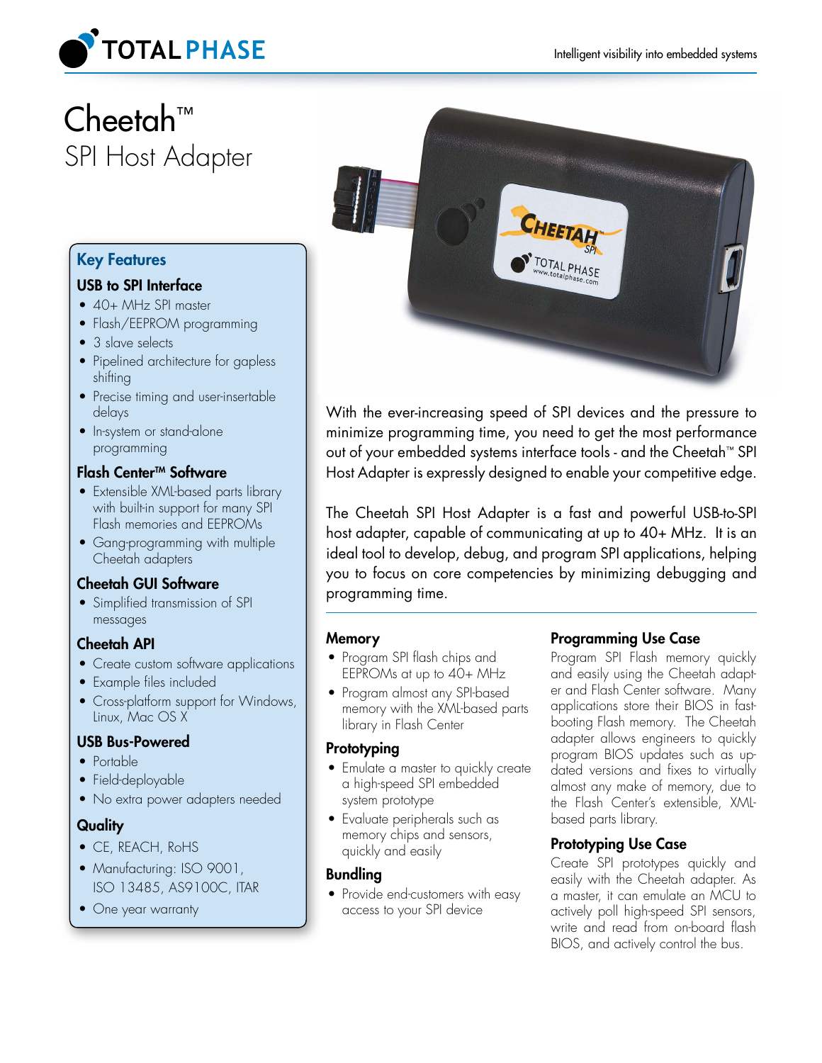# Cheetah™

## SPI Host Adapter

Intelligent visibility into embedded systems

### Key Features

**USB to SPI Interface**

- 40+ MHz SPI master
- Flash/EEPROM programming
- 3 slave selects
- Pipelined architecture for gapless shifting
- Precise timing and user-insertable delays
- In-system or stand-alone programming

**Flash Center™ Software**

- Extensible XML-based parts library with built-in support for many SPI Flash memories and EEPROMs
- Gang-programming with multiple Cheetah adapters

**Cheetah GUI Software**

- Simplified transmission of SPI messages

**Cheetah API**

- Create custom software applications
- Example files included
- Cross-platform support for Windows, Linux, Mac OS X

**USB Bus-Powered**

- Portable
- Field-deployable
- No extra power adapters needed

**Quality**

- CE, REACH, RoHS
- Manufacturing: ISO 9001, ISO 13485, AS9100C, ITAR
- One year warranty

With the ever-increasing speed of SPI devices and the pressure to minimize programming time, you need to get the most performance out of your embedded systems interface tools - and the Cheetah™ SPI Host Adapter is expressly designed to enable your competitive edge.

The Cheetah SPI Host Adapter is a fast and powerful USB-to-SPI host adapter, capable of communicating at up to 40+ MHz. It is an ideal tool to develop, debug, and program SPI applications, helping you to focus on core competencies by minimizing debugging and programming time.

### Memory

- Program SPI flash chips and EEPROMs at up to 40+ MHz
- Program almost any SPI-based memory with the XML-based parts library in Flash Center

### Prototyping

- Emulate a master to quickly create a high-speed SPI embedded system prototype
- Evaluate peripherals such as memory chips and sensors, quickly and easily

### Bundling

- Provide end-customers with easy access to your SPI device

### Programming Use Case

Program SPI Flash memory quickly and easily using the Cheetah adapter and Flash Center software. Many applications store their BIOS in fast-booting Flash memory. The Cheetah adapter allows engineers to quickly program BIOS updates such as updated versions and fixes to virtually almost any make of memory, due to the Flash Center's extensible, XML-based parts library.

### Prototyping Use Case

Create SPI prototypes quickly and easily with the Cheetah adapter. As a master, it can emulate an MCU to actively poll high-speed SPI sensors, write and read from on-board flash BIOS, and actively control the bus.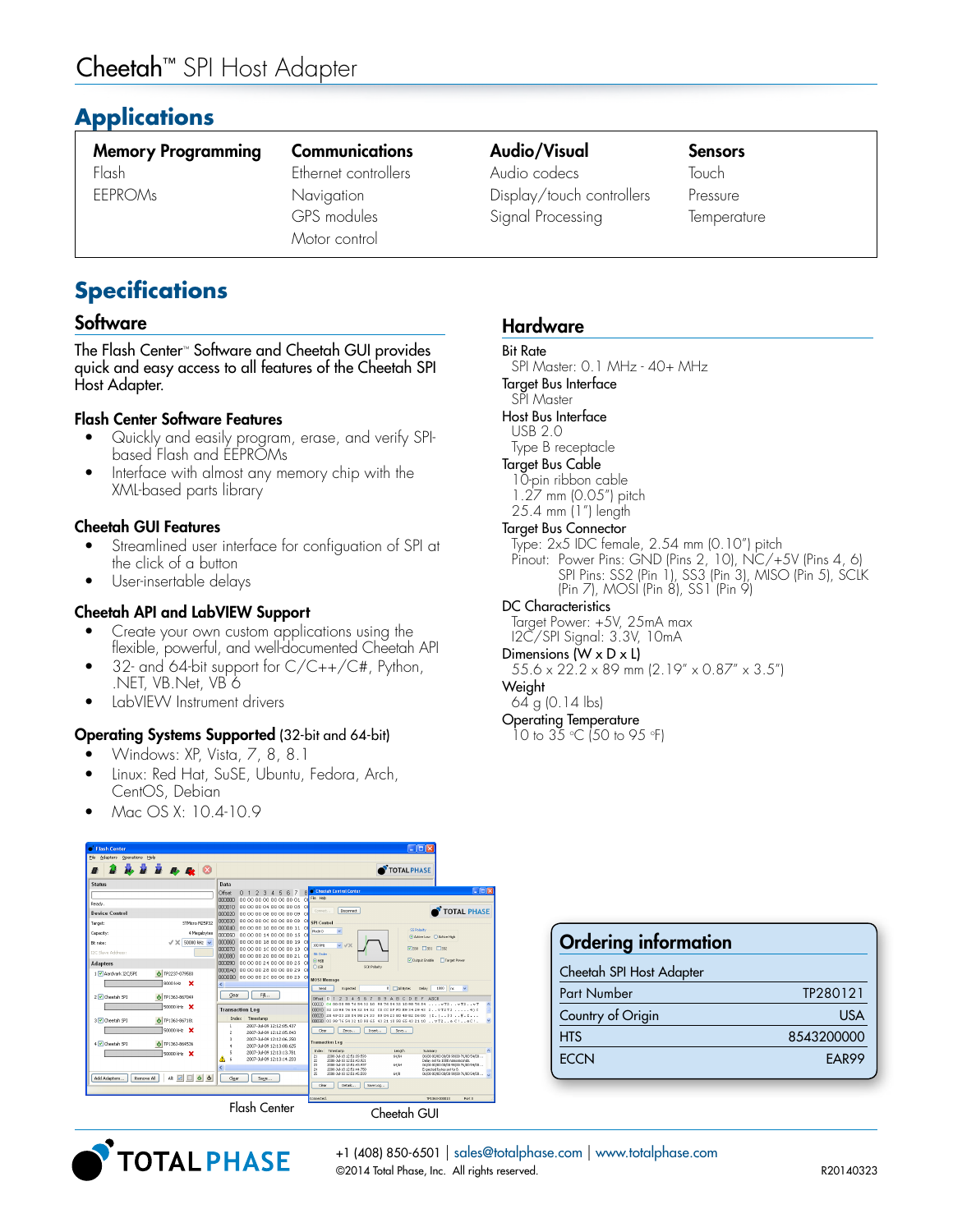# Cheetah™ SPI Host Adapter

## Applications

| Memory Programming | Communications | Audio/Visual | Sensors |
|---|---|---|---|
| Flash | Ethernet controllers | Audio codecs | Touch |
| EEPROMs | Navigation | Display/touch controllers | Pressure |
| | GPS modules | Signal Processing | Temperature |
| | Motor control | | |

## Specifications

### Software

The Flash Center™ Software and Cheetah GUI provides quick and easy access to all features of the Cheetah SPI Host Adapter.

#### Flash Center Software Features

- Quickly and easily program, erase, and verify SPI-based Flash and EEPROMs
- Interface with almost any memory chip with the XML-based parts library

#### Cheetah GUI Features

- Streamlined user interface for configuation of SPI at the click of a button
- User-insertable delays

#### Cheetah API and LabVIEW Support

- Create your own custom applications using the flexible, powerful, and well-documented Cheetah API
- 32- and 64-bit support for C/C++/C#, Python, .NET, VB.Net, VB 6
- LabVIEW Instrument drivers

#### Operating Systems Supported (32-bit and 64-bit)

- Windows: XP, Vista, 7, 8, 8.1
- Linux: Red Hat, SuSE, Ubuntu, Fedora, Arch, CentOS, Debian
- Mac OS X: 10.4-10.9

Flash Center

Cheetah GUI

### Hardware

**Bit Rate**
SPI Master: 0.1 MHz - 40+ MHz

**Target Bus Interface**
SPI Master

**Host Bus Interface**
USB 2.0
Type B receptacle

**Target Bus Cable**
10-pin ribbon cable
1.27 mm (0.05") pitch
25.4 mm (1") length

**Target Bus Connector**
Type: 2x5 IDC female, 2.54 mm (0.10") pitch
Pinout: Power Pins: GND (Pins 2, 10), NC/+5V (Pins 4, 6)
SPI Pins: SS2 (Pin 1), SS3 (Pin 3), MISO (Pin 5), SCLK (Pin 7), MOSI (Pin 8), SS1 (Pin 9)

**DC Characteristics**
Target Power: +5V, 25mA max
I2C/SPI Signal: 3.3V, 10mA

**Dimensions (W x D x L)**
55.6 x 22.2 x 89 mm (2.19" x 0.87" x 3.5")

**Weight**
64 g (0.14 lbs)

**Operating Temperature**
10 to 35 °C (50 to 95 °F)

### Ordering information

| Cheetah SPI Host Adapter | |
|---|---|
| Part Number | TP280121 |
| Country of Origin | USA |
| HTS | 8543200000 |
| ECCN | EAR99 |

TOTAL PHASE

+1 (408) 850-6501 | sales@totalphase.com | www.totalphase.com
©2014 Total Phase, Inc. All rights reserved.

R20140323